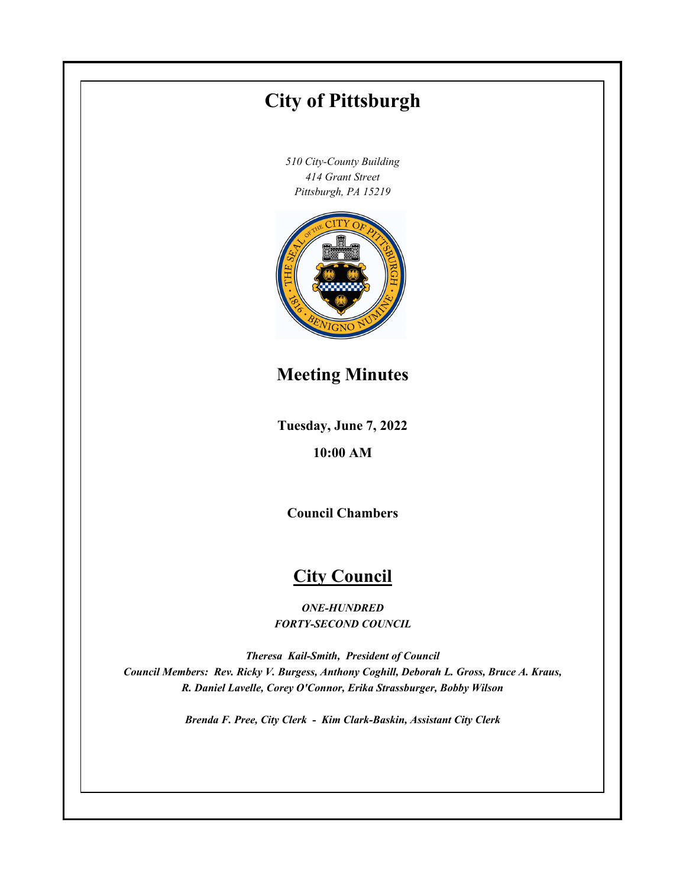# City of Pittsburgh

*510 City-County Building*
*414 Grant Street*
*Pittsburgh, PA 15219*

## Meeting Minutes

**Tuesday, June 7, 2022**

**10:00 AM**

**Council Chambers**

## City Council

***ONE-HUNDRED FORTY-SECOND COUNCIL***

*Theresa Kail-Smith, President of Council*
*Council Members: Rev. Ricky V. Burgess, Anthony Coghill, Deborah L. Gross, Bruce A. Kraus, R. Daniel Lavelle, Corey O'Connor, Erika Strassburger, Bobby Wilson*

*Brenda F. Pree, City Clerk - Kim Clark-Baskin, Assistant City Clerk*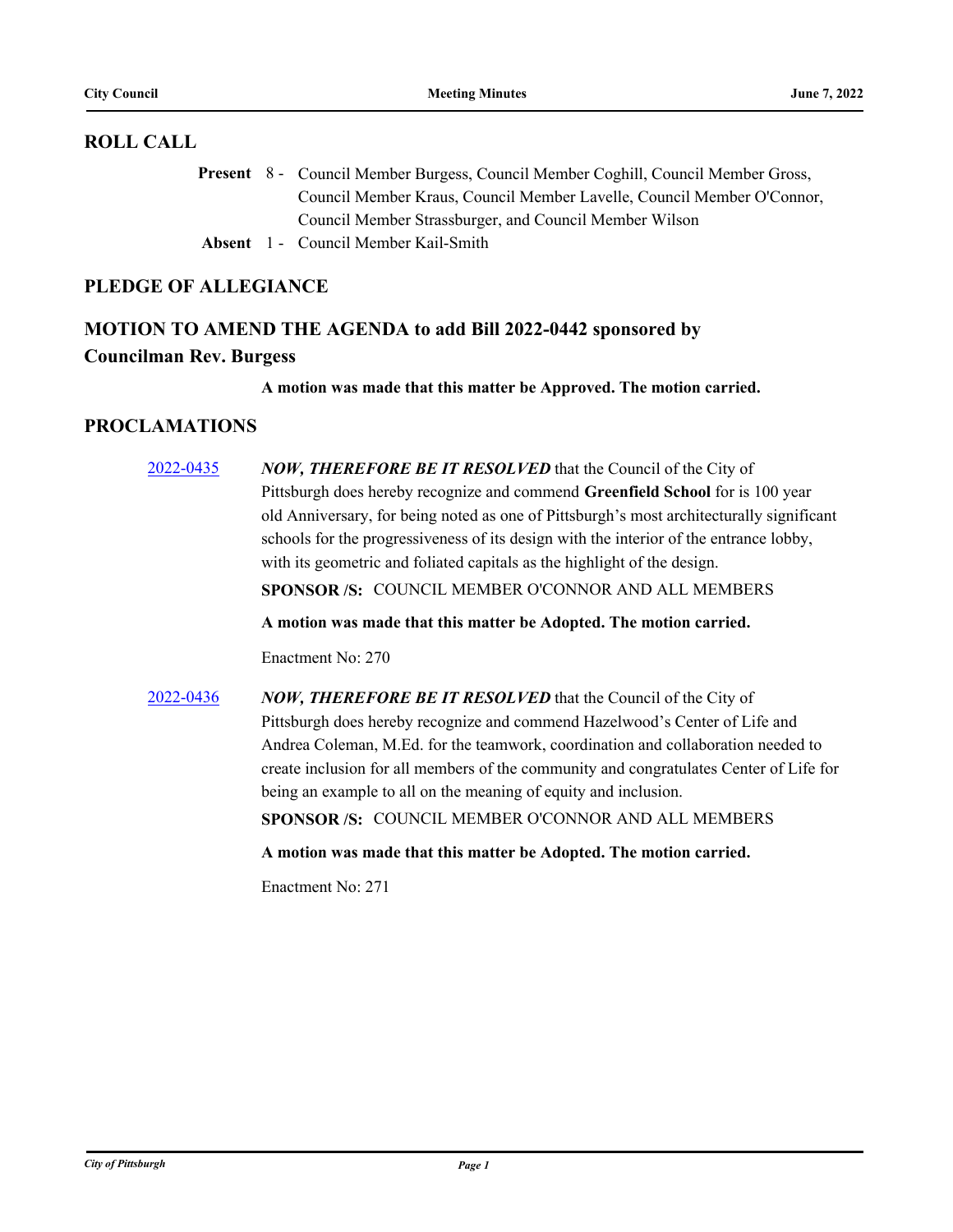## ROLL CALL

**Present** 8 - Council Member Burgess, Council Member Coghill, Council Member Gross, Council Member Kraus, Council Member Lavelle, Council Member O'Connor, Council Member Strassburger, and Council Member Wilson

**Absent** 1 - Council Member Kail-Smith

## PLEDGE OF ALLEGIANCE

## MOTION TO AMEND THE AGENDA to add Bill 2022-0442 sponsored by Councilman Rev. Burgess

**A motion was made that this matter be Approved. The motion carried.**

## PROCLAMATIONS

2022-0435 ***NOW, THEREFORE BE IT RESOLVED*** that the Council of the City of Pittsburgh does hereby recognize and commend **Greenfield School** for is 100 year old Anniversary, for being noted as one of Pittsburgh's most architecturally significant schools for the progressiveness of its design with the interior of the entrance lobby, with its geometric and foliated capitals as the highlight of the design.

**SPONSOR /S:** COUNCIL MEMBER O'CONNOR AND ALL MEMBERS

**A motion was made that this matter be Adopted. The motion carried.**

Enactment No: 270

2022-0436 ***NOW, THEREFORE BE IT RESOLVED*** that the Council of the City of Pittsburgh does hereby recognize and commend Hazelwood's Center of Life and Andrea Coleman, M.Ed. for the teamwork, coordination and collaboration needed to create inclusion for all members of the community and congratulates Center of Life for being an example to all on the meaning of equity and inclusion.

**SPONSOR /S:** COUNCIL MEMBER O'CONNOR AND ALL MEMBERS

**A motion was made that this matter be Adopted. The motion carried.**

Enactment No: 271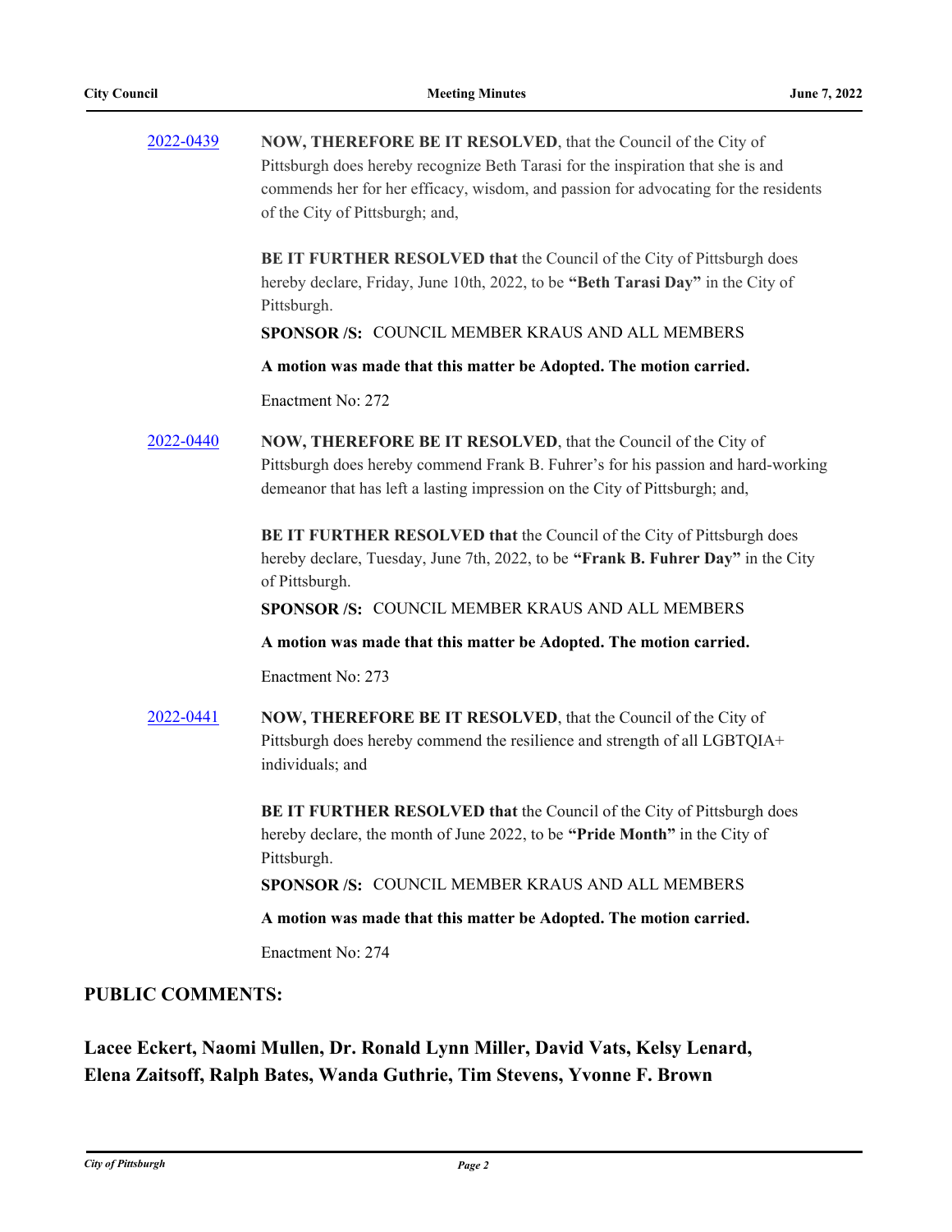[2022-0439] **NOW, THEREFORE BE IT RESOLVED**, that the Council of the City of Pittsburgh does hereby recognize Beth Tarasi for the inspiration that she is and commends her for her efficacy, wisdom, and passion for advocating for the residents of the City of Pittsburgh; and,

**BE IT FURTHER RESOLVED that** the Council of the City of Pittsburgh does hereby declare, Friday, June 10th, 2022, to be **"Beth Tarasi Day"** in the City of Pittsburgh.

**SPONSOR /S:** COUNCIL MEMBER KRAUS AND ALL MEMBERS

**A motion was made that this matter be Adopted. The motion carried.**

Enactment No: 272

[2022-0440] **NOW, THEREFORE BE IT RESOLVED**, that the Council of the City of Pittsburgh does hereby commend Frank B. Fuhrer's for his passion and hard-working demeanor that has left a lasting impression on the City of Pittsburgh; and,

**BE IT FURTHER RESOLVED that** the Council of the City of Pittsburgh does hereby declare, Tuesday, June 7th, 2022, to be **"Frank B. Fuhrer Day"** in the City of Pittsburgh.

**SPONSOR /S:** COUNCIL MEMBER KRAUS AND ALL MEMBERS

**A motion was made that this matter be Adopted. The motion carried.**

Enactment No: 273

[2022-0441] **NOW, THEREFORE BE IT RESOLVED**, that the Council of the City of Pittsburgh does hereby commend the resilience and strength of all LGBTQIA+ individuals; and

**BE IT FURTHER RESOLVED that** the Council of the City of Pittsburgh does hereby declare, the month of June 2022, to be **"Pride Month"** in the City of Pittsburgh.

**SPONSOR /S:** COUNCIL MEMBER KRAUS AND ALL MEMBERS

**A motion was made that this matter be Adopted. The motion carried.**

Enactment No: 274

## PUBLIC COMMENTS:

**Lacee Eckert, Naomi Mullen, Dr. Ronald Lynn Miller, David Vats, Kelsy Lenard, Elena Zaitsoff, Ralph Bates, Wanda Guthrie, Tim Stevens, Yvonne F. Brown**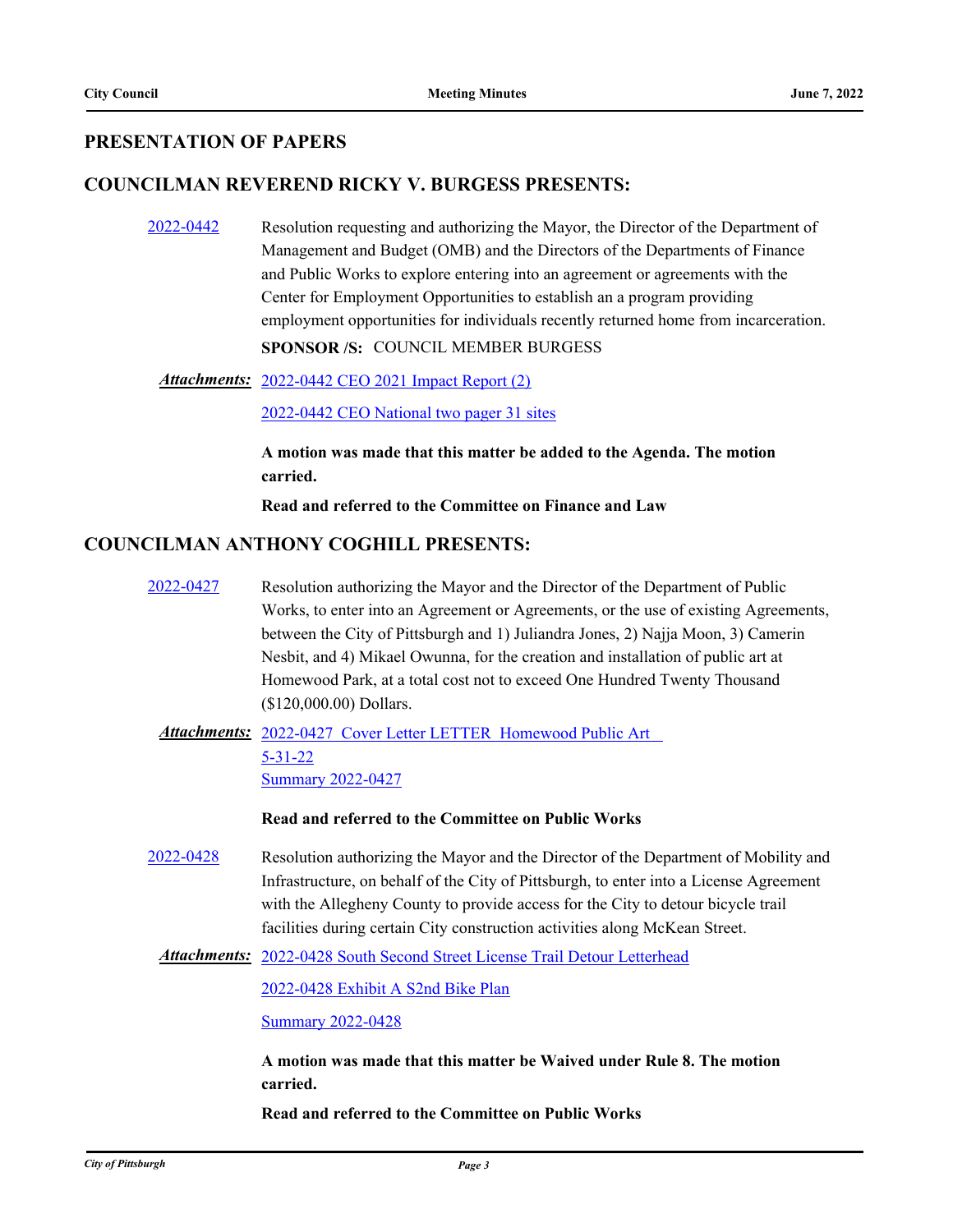## PRESENTATION OF PAPERS

## COUNCILMAN REVEREND RICKY V. BURGESS PRESENTS:

2022-0442 Resolution requesting and authorizing the Mayor, the Director of the Department of Management and Budget (OMB) and the Directors of the Departments of Finance and Public Works to explore entering into an agreement or agreements with the Center for Employment Opportunities to establish an a program providing employment opportunities for individuals recently returned home from incarceration.

**SPONSOR /S:** COUNCIL MEMBER BURGESS

***Attachments:*** 2022-0442 CEO 2021 Impact Report (2)

2022-0442 CEO National two pager 31 sites

**A motion was made that this matter be added to the Agenda. The motion carried.**

**Read and referred to the Committee on Finance and Law**

## COUNCILMAN ANTHONY COGHILL PRESENTS:

2022-0427 Resolution authorizing the Mayor and the Director of the Department of Public Works, to enter into an Agreement or Agreements, or the use of existing Agreements, between the City of Pittsburgh and 1) Juliandra Jones, 2) Najja Moon, 3) Camerin Nesbit, and 4) Mikael Owunna, for the creation and installation of public art at Homewood Park, at a total cost not to exceed One Hundred Twenty Thousand ($120,000.00) Dollars.

***Attachments:*** 2022-0427 Cover Letter LETTER Homewood Public Art 5-31-22

Summary 2022-0427

**Read and referred to the Committee on Public Works**

2022-0428 Resolution authorizing the Mayor and the Director of the Department of Mobility and Infrastructure, on behalf of the City of Pittsburgh, to enter into a License Agreement with the Allegheny County to provide access for the City to detour bicycle trail facilities during certain City construction activities along McKean Street.

***Attachments:*** 2022-0428 South Second Street License Trail Detour Letterhead

2022-0428 Exhibit A S2nd Bike Plan

Summary 2022-0428

**A motion was made that this matter be Waived under Rule 8. The motion carried.**

**Read and referred to the Committee on Public Works**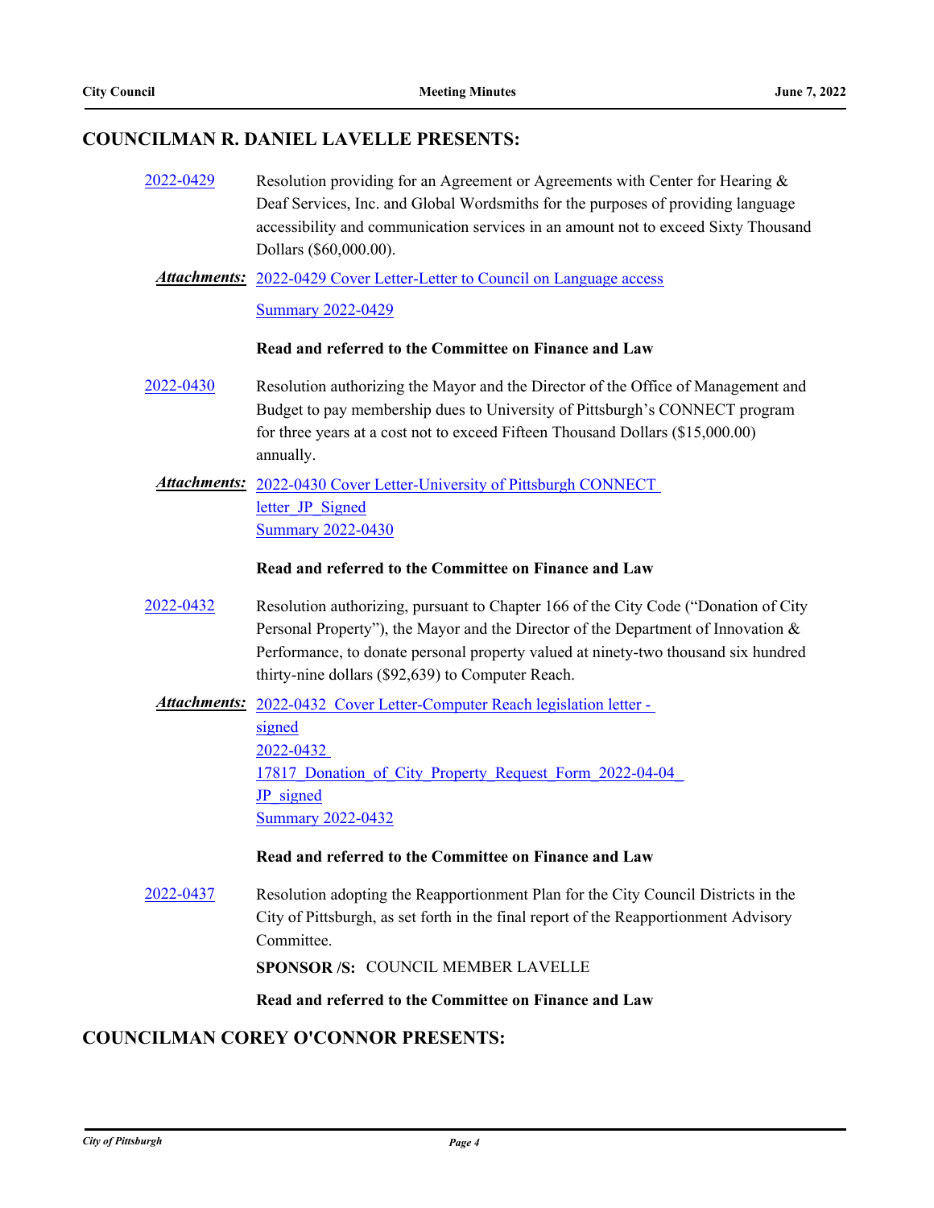## COUNCILMAN R. DANIEL LAVELLE PRESENTS:

**2022-0429** Resolution providing for an Agreement or Agreements with Center for Hearing & Deaf Services, Inc. and Global Wordsmiths for the purposes of providing language accessibility and communication services in an amount not to exceed Sixty Thousand Dollars ($60,000.00).

***Attachments:*** 2022-0429 Cover Letter-Letter to Council on Language access
Summary 2022-0429

**Read and referred to the Committee on Finance and Law**

**2022-0430** Resolution authorizing the Mayor and the Director of the Office of Management and Budget to pay membership dues to University of Pittsburgh's CONNECT program for three years at a cost not to exceed Fifteen Thousand Dollars ($15,000.00) annually.

***Attachments:*** 2022-0430 Cover Letter-University of Pittsburgh CONNECT letter_JP_Signed
Summary 2022-0430

**Read and referred to the Committee on Finance and Law**

**2022-0432** Resolution authorizing, pursuant to Chapter 166 of the City Code ("Donation of City Personal Property"), the Mayor and the Director of the Department of Innovation & Performance, to donate personal property valued at ninety-two thousand six hundred thirty-nine dollars ($92,639) to Computer Reach.

***Attachments:*** 2022-0432_Cover Letter-Computer Reach legislation letter - signed
2022-0432_17817_Donation_of_City_Property_Request_Form_2022-04-04_JP_signed
Summary 2022-0432

**Read and referred to the Committee on Finance and Law**

**2022-0437** Resolution adopting the Reapportionment Plan for the City Council Districts in the City of Pittsburgh, as set forth in the final report of the Reapportionment Advisory Committee.

**SPONSOR /S:** COUNCIL MEMBER LAVELLE

**Read and referred to the Committee on Finance and Law**

## COUNCILMAN COREY O'CONNOR PRESENTS: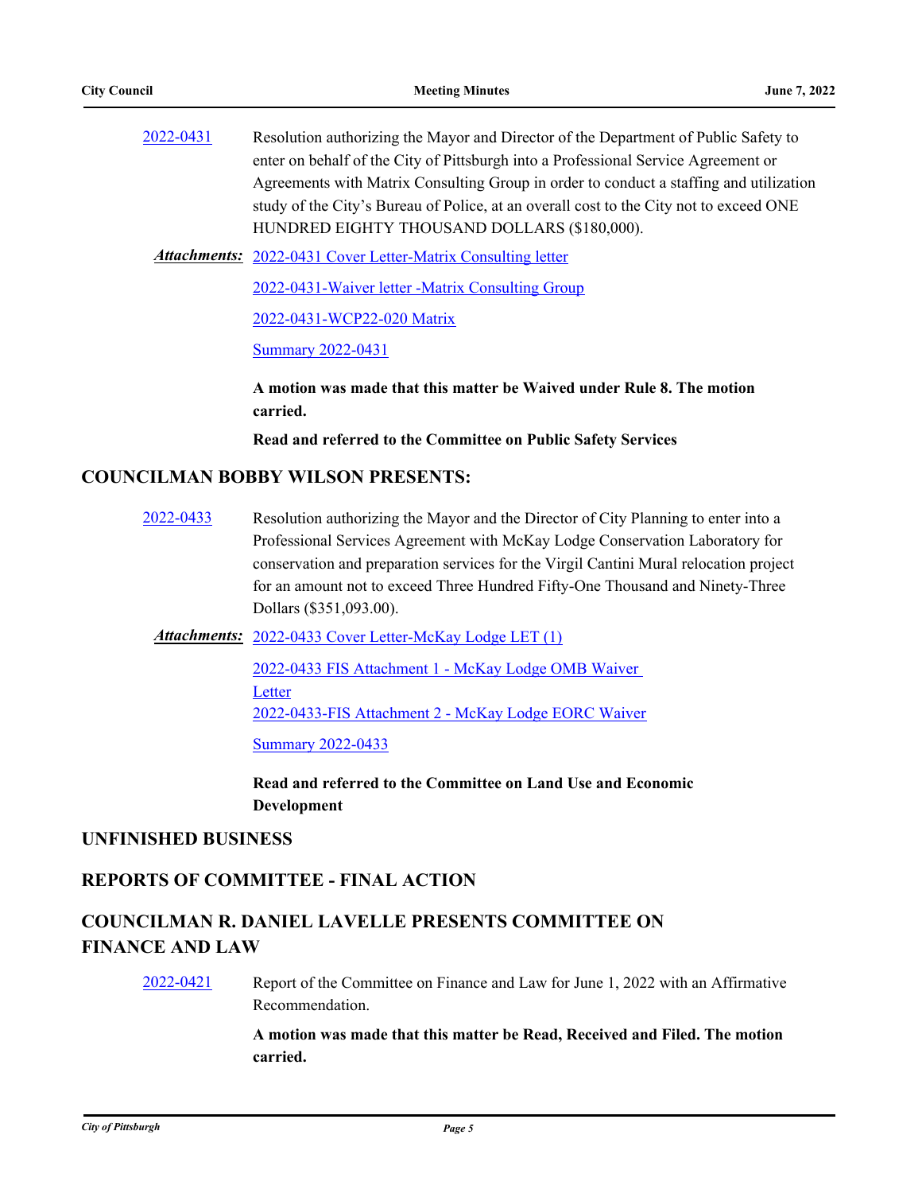2022-0431 Resolution authorizing the Mayor and Director of the Department of Public Safety to enter on behalf of the City of Pittsburgh into a Professional Service Agreement or Agreements with Matrix Consulting Group in order to conduct a staffing and utilization study of the City's Bureau of Police, at an overall cost to the City not to exceed ONE HUNDRED EIGHTY THOUSAND DOLLARS ($180,000).

***Attachments:*** 2022-0431 Cover Letter-Matrix Consulting letter

2022-0431-Waiver letter -Matrix Consulting Group

2022-0431-WCP22-020 Matrix

Summary 2022-0431

**A motion was made that this matter be Waived under Rule 8. The motion carried.**

**Read and referred to the Committee on Public Safety Services**

## COUNCILMAN BOBBY WILSON PRESENTS:

2022-0433 Resolution authorizing the Mayor and the Director of City Planning to enter into a Professional Services Agreement with McKay Lodge Conservation Laboratory for conservation and preparation services for the Virgil Cantini Mural relocation project for an amount not to exceed Three Hundred Fifty-One Thousand and Ninety-Three Dollars ($351,093.00).

***Attachments:*** 2022-0433 Cover Letter-McKay Lodge LET (1)

2022-0433 FIS Attachment 1 - McKay Lodge OMB Waiver Letter

2022-0433-FIS Attachment 2 - McKay Lodge EORC Waiver

Summary 2022-0433

**Read and referred to the Committee on Land Use and Economic Development**

## UNFINISHED BUSINESS

## REPORTS OF COMMITTEE - FINAL ACTION

## COUNCILMAN R. DANIEL LAVELLE PRESENTS COMMITTEE ON FINANCE AND LAW

2022-0421 Report of the Committee on Finance and Law for June 1, 2022 with an Affirmative Recommendation.

**A motion was made that this matter be Read, Received and Filed. The motion carried.**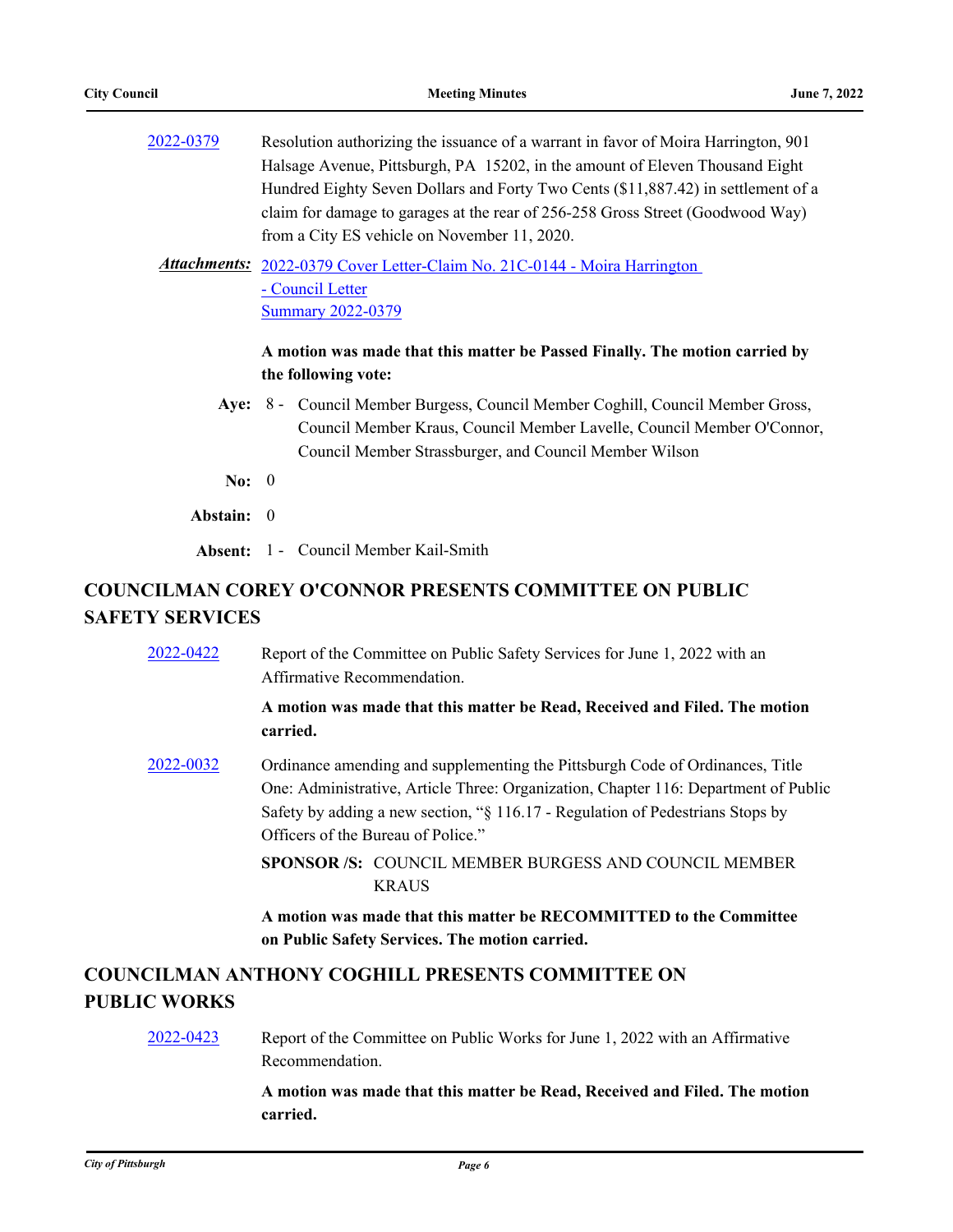2022-0379 Resolution authorizing the issuance of a warrant in favor of Moira Harrington, 901 Halsage Avenue, Pittsburgh, PA 15202, in the amount of Eleven Thousand Eight Hundred Eighty Seven Dollars and Forty Two Cents ($11,887.42) in settlement of a claim for damage to garages at the rear of 256-258 Gross Street (Goodwood Way) from a City ES vehicle on November 11, 2020.

***Attachments:*** 2022-0379 Cover Letter-Claim No. 21C-0144 - Moira Harrington - Council Letter
Summary 2022-0379

**A motion was made that this matter be Passed Finally. The motion carried by the following vote:**

**Aye:** 8 - Council Member Burgess, Council Member Coghill, Council Member Gross, Council Member Kraus, Council Member Lavelle, Council Member O'Connor, Council Member Strassburger, and Council Member Wilson

**No:** 0

**Abstain:** 0

**Absent:** 1 - Council Member Kail-Smith

## COUNCILMAN COREY O'CONNOR PRESENTS COMMITTEE ON PUBLIC SAFETY SERVICES

2022-0422 Report of the Committee on Public Safety Services for June 1, 2022 with an Affirmative Recommendation.

**A motion was made that this matter be Read, Received and Filed. The motion carried.**

2022-0032 Ordinance amending and supplementing the Pittsburgh Code of Ordinances, Title One: Administrative, Article Three: Organization, Chapter 116: Department of Public Safety by adding a new section, "§ 116.17 - Regulation of Pedestrians Stops by Officers of the Bureau of Police."

**SPONSOR /S:** COUNCIL MEMBER BURGESS AND COUNCIL MEMBER KRAUS

**A motion was made that this matter be RECOMMITTED to the Committee on Public Safety Services. The motion carried.**

## COUNCILMAN ANTHONY COGHILL PRESENTS COMMITTEE ON PUBLIC WORKS

2022-0423 Report of the Committee on Public Works for June 1, 2022 with an Affirmative Recommendation.

**A motion was made that this matter be Read, Received and Filed. The motion carried.**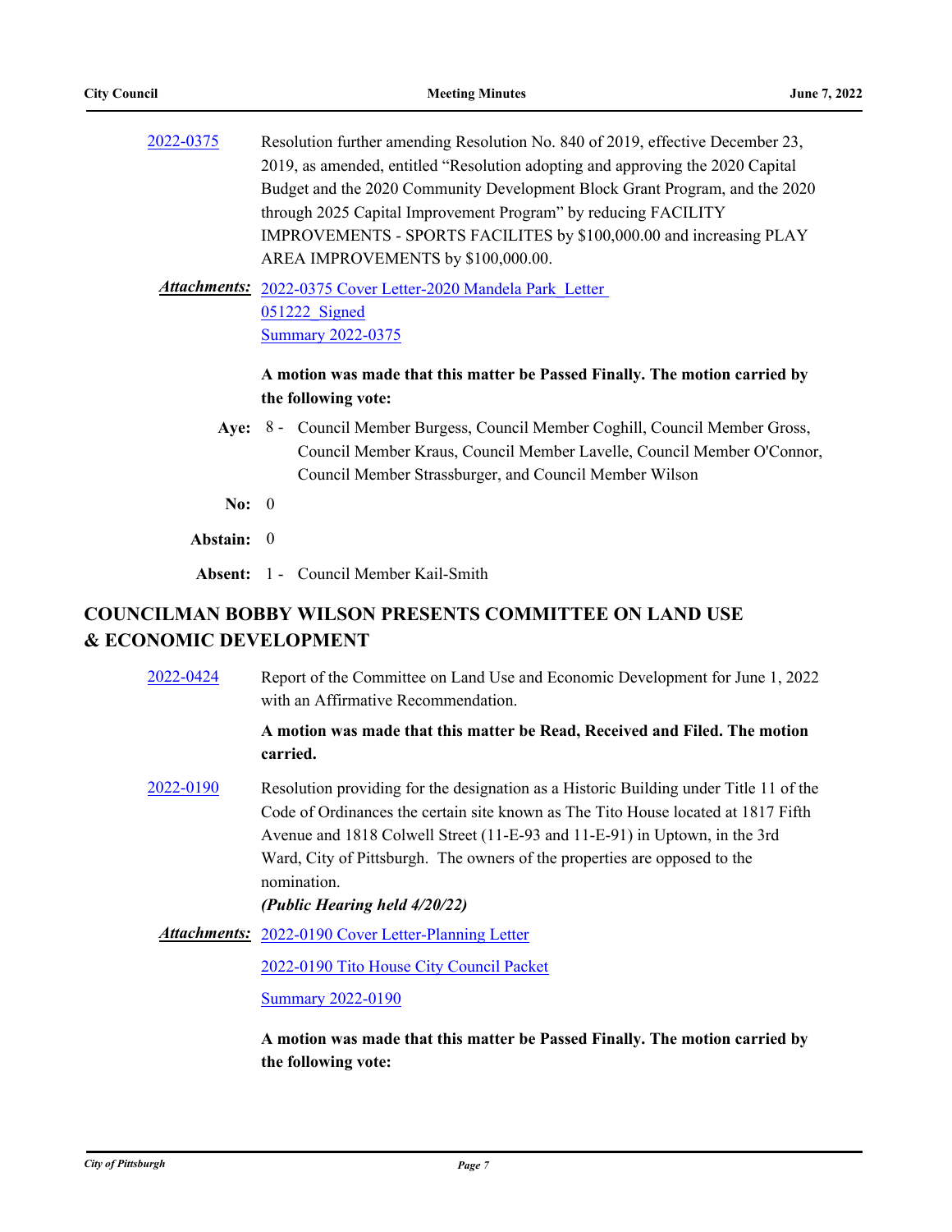2022-0375 Resolution further amending Resolution No. 840 of 2019, effective December 23, 2019, as amended, entitled "Resolution adopting and approving the 2020 Capital Budget and the 2020 Community Development Block Grant Program, and the 2020 through 2025 Capital Improvement Program" by reducing FACILITY IMPROVEMENTS - SPORTS FACILITES by $100,000.00 and increasing PLAY AREA IMPROVEMENTS by $100,000.00.

***Attachments:*** 2022-0375 Cover Letter-2020 Mandela Park_Letter 051222_Signed
Summary 2022-0375

**A motion was made that this matter be Passed Finally. The motion carried by the following vote:**

**Aye:** 8 - Council Member Burgess, Council Member Coghill, Council Member Gross, Council Member Kraus, Council Member Lavelle, Council Member O'Connor, Council Member Strassburger, and Council Member Wilson

**No:** 0

**Abstain:** 0

**Absent:** 1 - Council Member Kail-Smith

## COUNCILMAN BOBBY WILSON PRESENTS COMMITTEE ON LAND USE & ECONOMIC DEVELOPMENT

2022-0424 Report of the Committee on Land Use and Economic Development for June 1, 2022 with an Affirmative Recommendation.

**A motion was made that this matter be Read, Received and Filed. The motion carried.**

2022-0190 Resolution providing for the designation as a Historic Building under Title 11 of the Code of Ordinances the certain site known as The Tito House located at 1817 Fifth Avenue and 1818 Colwell Street (11-E-93 and 11-E-91) in Uptown, in the 3rd Ward, City of Pittsburgh. The owners of the properties are opposed to the nomination.
***(Public Hearing held 4/20/22)***

***Attachments:*** 2022-0190 Cover Letter-Planning Letter
2022-0190 Tito House City Council Packet
Summary 2022-0190

**A motion was made that this matter be Passed Finally. The motion carried by the following vote:**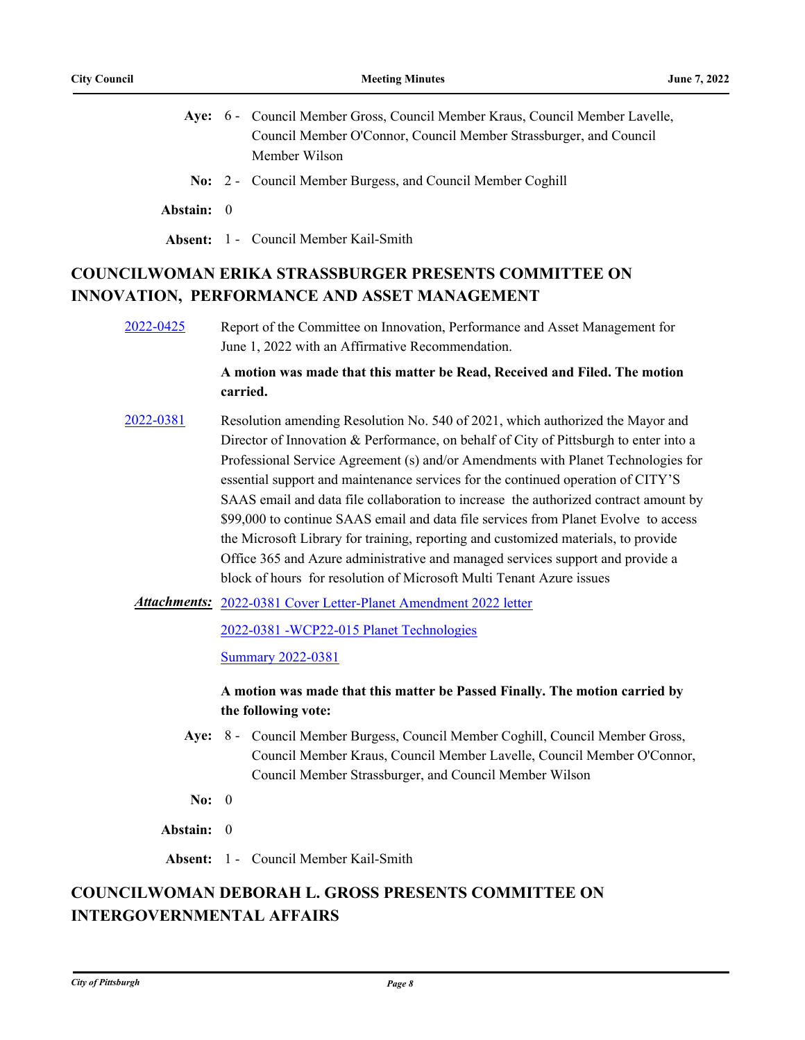**Aye:** 6 - Council Member Gross, Council Member Kraus, Council Member Lavelle, Council Member O'Connor, Council Member Strassburger, and Council Member Wilson

**No:** 2 - Council Member Burgess, and Council Member Coghill

**Abstain:** 0

**Absent:** 1 - Council Member Kail-Smith

## COUNCILWOMAN ERIKA STRASSBURGER PRESENTS COMMITTEE ON INNOVATION, PERFORMANCE AND ASSET MANAGEMENT

[2022-0425] Report of the Committee on Innovation, Performance and Asset Management for June 1, 2022 with an Affirmative Recommendation.

**A motion was made that this matter be Read, Received and Filed. The motion carried.**

[2022-0381] Resolution amending Resolution No. 540 of 2021, which authorized the Mayor and Director of Innovation & Performance, on behalf of City of Pittsburgh to enter into a Professional Service Agreement (s) and/or Amendments with Planet Technologies for essential support and maintenance services for the continued operation of CITY'S SAAS email and data file collaboration to increase the authorized contract amount by $99,000 to continue SAAS email and data file services from Planet Evolve to access the Microsoft Library for training, reporting and customized materials, to provide Office 365 and Azure administrative and managed services support and provide a block of hours for resolution of Microsoft Multi Tenant Azure issues

***Attachments:*** 2022-0381 Cover Letter-Planet Amendment 2022 letter

2022-0381 -WCP22-015 Planet Technologies

Summary 2022-0381

**A motion was made that this matter be Passed Finally. The motion carried by the following vote:**

**Aye:** 8 - Council Member Burgess, Council Member Coghill, Council Member Gross, Council Member Kraus, Council Member Lavelle, Council Member O'Connor, Council Member Strassburger, and Council Member Wilson

**No:** 0

**Abstain:** 0

**Absent:** 1 - Council Member Kail-Smith

## COUNCILWOMAN DEBORAH L. GROSS PRESENTS COMMITTEE ON INTERGOVERNMENTAL AFFAIRS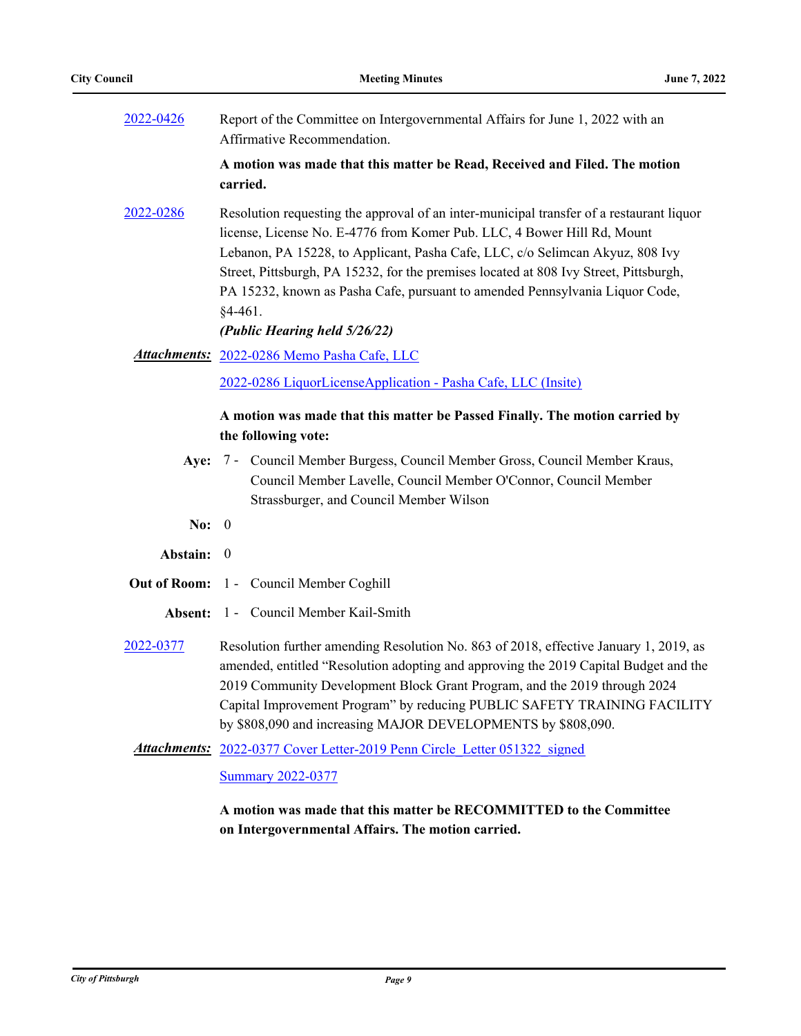2022-0426 Report of the Committee on Intergovernmental Affairs for June 1, 2022 with an Affirmative Recommendation.

**A motion was made that this matter be Read, Received and Filed. The motion carried.**

2022-0286 Resolution requesting the approval of an inter-municipal transfer of a restaurant liquor license, License No. E-4776 from Komer Pub. LLC, 4 Bower Hill Rd, Mount Lebanon, PA 15228, to Applicant, Pasha Cafe, LLC, c/o Selimcan Akyuz, 808 Ivy Street, Pittsburgh, PA 15232, for the premises located at 808 Ivy Street, Pittsburgh, PA 15232, known as Pasha Cafe, pursuant to amended Pennsylvania Liquor Code, §4-461.

***(Public Hearing held 5/26/22)***

***Attachments:*** 2022-0286 Memo Pasha Cafe, LLC

2022-0286 LiquorLicenseApplication - Pasha Cafe, LLC (Insite)

**A motion was made that this matter be Passed Finally. The motion carried by the following vote:**

**Aye:** 7 - Council Member Burgess, Council Member Gross, Council Member Kraus, Council Member Lavelle, Council Member O'Connor, Council Member Strassburger, and Council Member Wilson

**No:** 0

**Abstain:** 0

**Out of Room:** 1 - Council Member Coghill

**Absent:** 1 - Council Member Kail-Smith

2022-0377 Resolution further amending Resolution No. 863 of 2018, effective January 1, 2019, as amended, entitled "Resolution adopting and approving the 2019 Capital Budget and the 2019 Community Development Block Grant Program, and the 2019 through 2024 Capital Improvement Program" by reducing PUBLIC SAFETY TRAINING FACILITY by $808,090 and increasing MAJOR DEVELOPMENTS by $808,090.

***Attachments:*** 2022-0377 Cover Letter-2019 Penn Circle_Letter 051322_signed

Summary 2022-0377

**A motion was made that this matter be RECOMMITTED to the Committee on Intergovernmental Affairs. The motion carried.**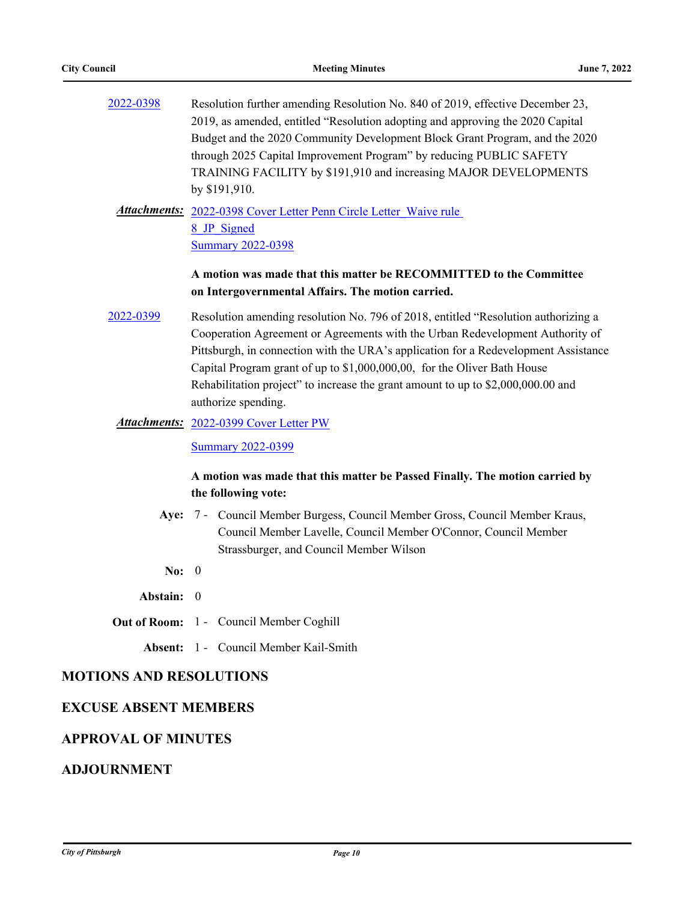2022-0398 Resolution further amending Resolution No. 840 of 2019, effective December 23, 2019, as amended, entitled "Resolution adopting and approving the 2020 Capital Budget and the 2020 Community Development Block Grant Program, and the 2020 through 2025 Capital Improvement Program" by reducing PUBLIC SAFETY TRAINING FACILITY by $191,910 and increasing MAJOR DEVELOPMENTS by $191,910.

***Attachments:*** 2022-0398 Cover Letter Penn Circle Letter_Waive rule 8_JP_Signed
Summary 2022-0398

**A motion was made that this matter be RECOMMITTED to the Committee on Intergovernmental Affairs. The motion carried.**

2022-0399 Resolution amending resolution No. 796 of 2018, entitled "Resolution authorizing a Cooperation Agreement or Agreements with the Urban Redevelopment Authority of Pittsburgh, in connection with the URA's application for a Redevelopment Assistance Capital Program grant of up to $1,000,000,00, for the Oliver Bath House Rehabilitation project" to increase the grant amount to up to $2,000,000.00 and authorize spending.

***Attachments:*** 2022-0399 Cover Letter PW
Summary 2022-0399

**A motion was made that this matter be Passed Finally. The motion carried by the following vote:**

**Aye:** 7 - Council Member Burgess, Council Member Gross, Council Member Kraus, Council Member Lavelle, Council Member O'Connor, Council Member Strassburger, and Council Member Wilson

**No:** 0

**Abstain:** 0

**Out of Room:** 1 - Council Member Coghill

**Absent:** 1 - Council Member Kail-Smith

## MOTIONS AND RESOLUTIONS

## EXCUSE ABSENT MEMBERS

## APPROVAL OF MINUTES

## ADJOURNMENT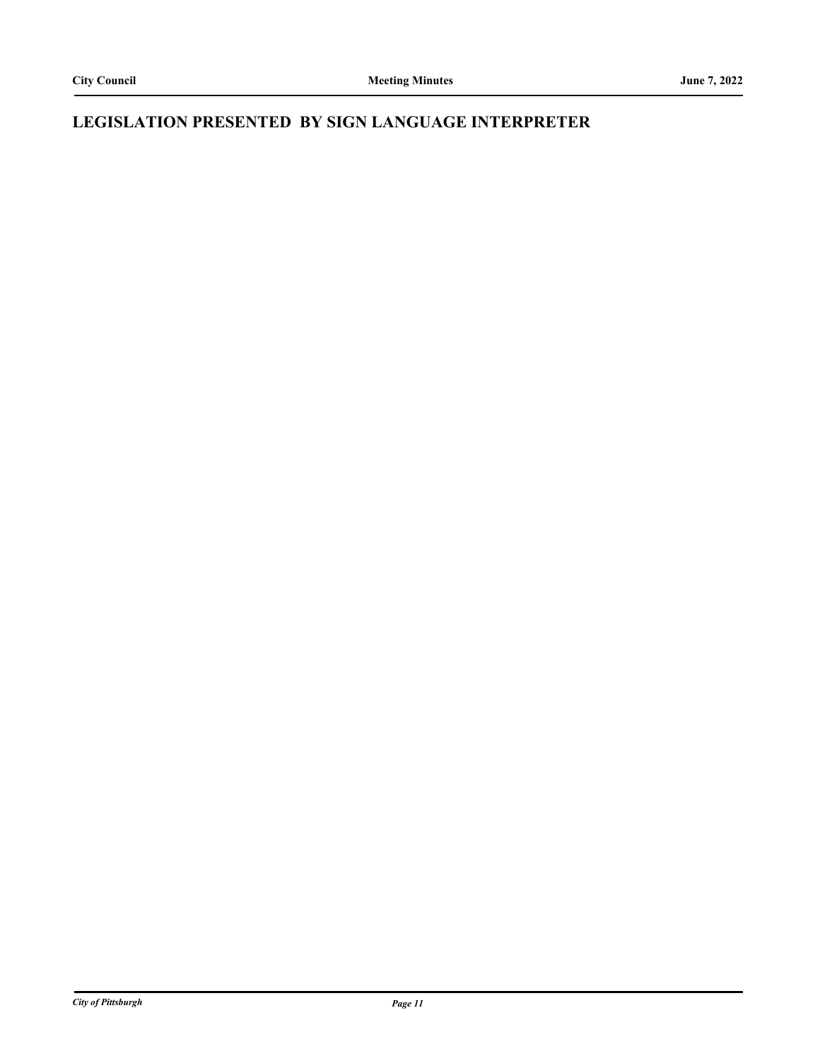## LEGISLATION PRESENTED BY SIGN LANGUAGE INTERPRETER